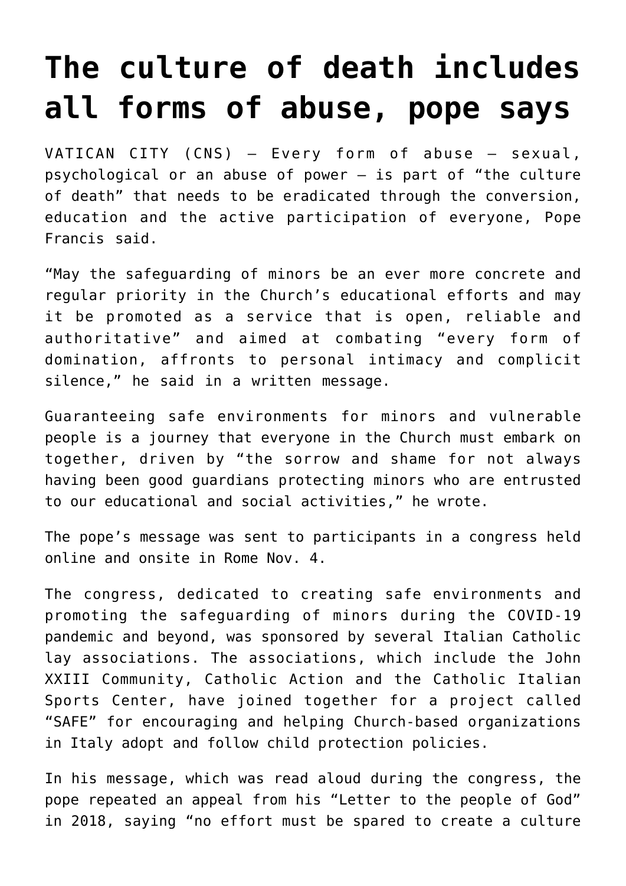# The culture of death includes all forms of abuse, pope says

VATICAN CITY (CNS) — Every form of abuse — sexual, psychological or an abuse of power — is part of "the culture of death" that needs to be eradicated through the conversion, education and the active participation of everyone, Pope Francis said.

"May the safeguarding of minors be an ever more concrete and regular priority in the Church's educational efforts and may it be promoted as a service that is open, reliable and authoritative" and aimed at combating "every form of domination, affronts to personal intimacy and complicit silence," he said in a written message.

Guaranteeing safe environments for minors and vulnerable people is a journey that everyone in the Church must embark on together, driven by "the sorrow and shame for not always having been good guardians protecting minors who are entrusted to our educational and social activities," he wrote.

The pope's message was sent to participants in a congress held online and onsite in Rome Nov. 4.

The congress, dedicated to creating safe environments and promoting the safeguarding of minors during the COVID-19 pandemic and beyond, was sponsored by several Italian Catholic lay associations. The associations, which include the John XXIII Community, Catholic Action and the Catholic Italian Sports Center, have joined together for a project called "SAFE" for encouraging and helping Church-based organizations in Italy adopt and follow child protection policies.

In his message, which was read aloud during the congress, the pope repeated an appeal from his "Letter to the people of God" in 2018, saying "no effort must be spared to create a culture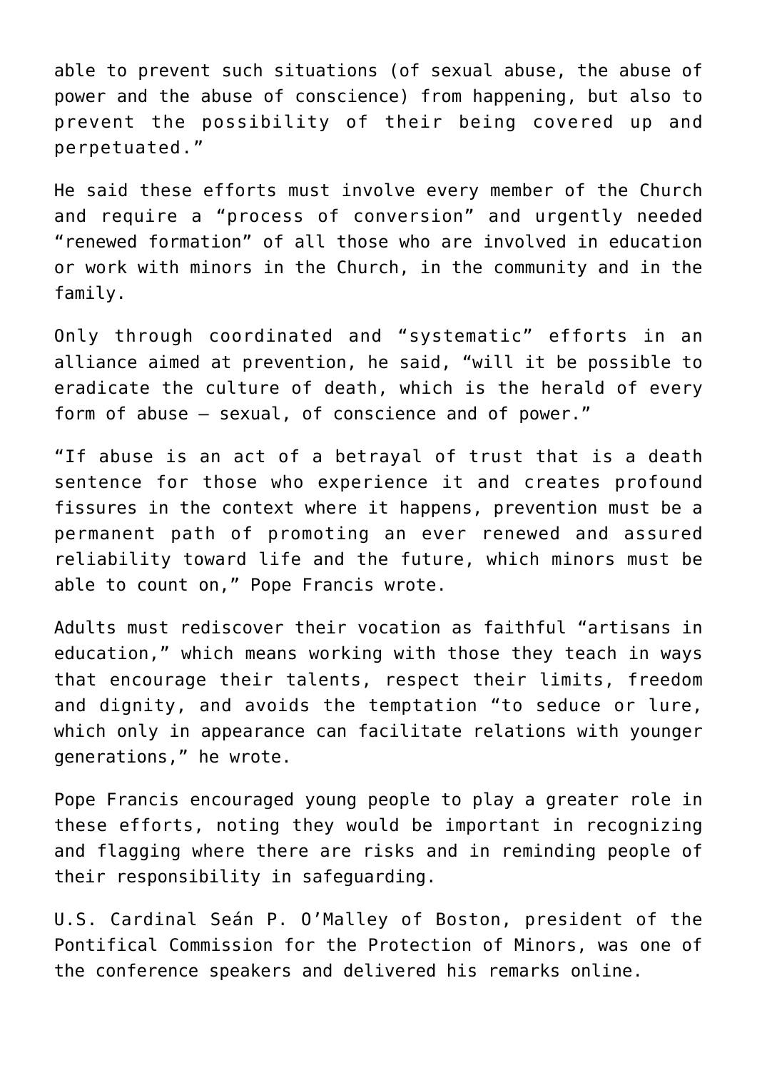able to prevent such situations (of sexual abuse, the abuse of power and the abuse of conscience) from happening, but also to prevent the possibility of their being covered up and perpetuated."

He said these efforts must involve every member of the Church and require a "process of conversion" and urgently needed "renewed formation" of all those who are involved in education or work with minors in the Church, in the community and in the family.

Only through coordinated and "systematic" efforts in an alliance aimed at prevention, he said, "will it be possible to eradicate the culture of death, which is the herald of every form of abuse — sexual, of conscience and of power."

"If abuse is an act of a betrayal of trust that is a death sentence for those who experience it and creates profound fissures in the context where it happens, prevention must be a permanent path of promoting an ever renewed and assured reliability toward life and the future, which minors must be able to count on," Pope Francis wrote.

Adults must rediscover their vocation as faithful "artisans in education," which means working with those they teach in ways that encourage their talents, respect their limits, freedom and dignity, and avoids the temptation "to seduce or lure, which only in appearance can facilitate relations with younger generations," he wrote.

Pope Francis encouraged young people to play a greater role in these efforts, noting they would be important in recognizing and flagging where there are risks and in reminding people of their responsibility in safeguarding.

U.S. Cardinal Seán P. O'Malley of Boston, president of the Pontifical Commission for the Protection of Minors, was one of the conference speakers and delivered his remarks online.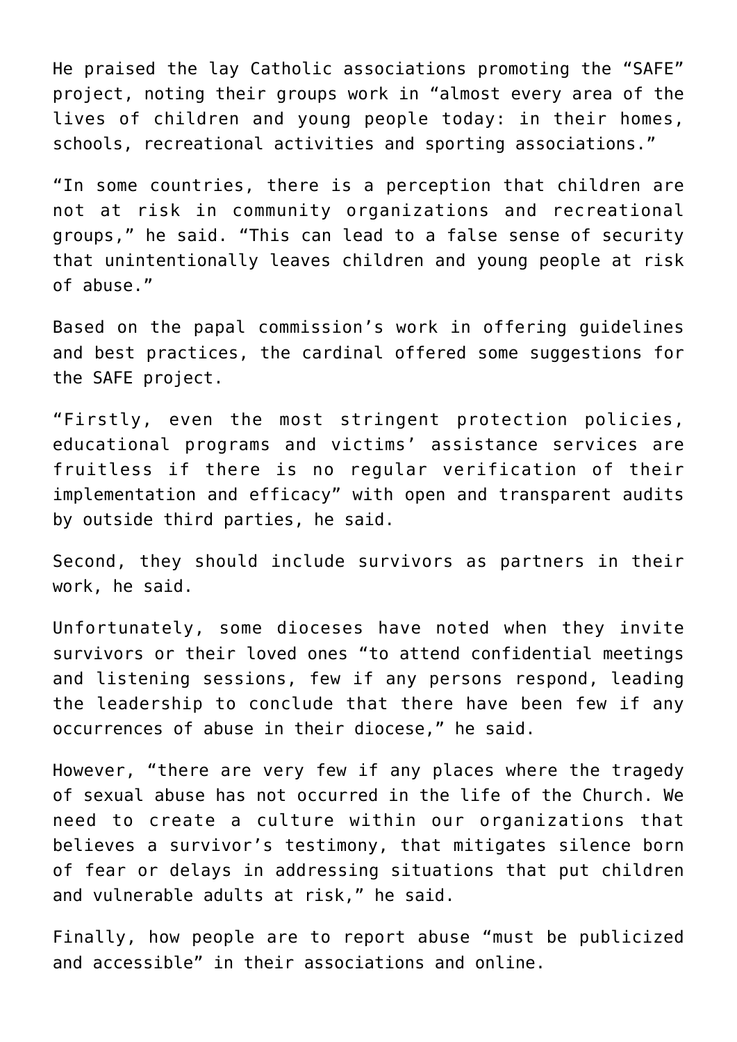He praised the lay Catholic associations promoting the “SAFE” project, noting their groups work in “almost every area of the lives of children and young people today: in their homes, schools, recreational activities and sporting associations.”

“In some countries, there is a perception that children are not at risk in community organizations and recreational groups,” he said. “This can lead to a false sense of security that unintentionally leaves children and young people at risk of abuse.”

Based on the papal commission’s work in offering guidelines and best practices, the cardinal offered some suggestions for the SAFE project.

“Firstly, even the most stringent protection policies, educational programs and victims’ assistance services are fruitless if there is no regular verification of their implementation and efficacy” with open and transparent audits by outside third parties, he said.

Second, they should include survivors as partners in their work, he said.

Unfortunately, some dioceses have noted when they invite survivors or their loved ones “to attend confidential meetings and listening sessions, few if any persons respond, leading the leadership to conclude that there have been few if any occurrences of abuse in their diocese,” he said.

However, “there are very few if any places where the tragedy of sexual abuse has not occurred in the life of the Church. We need to create a culture within our organizations that believes a survivor’s testimony, that mitigates silence born of fear or delays in addressing situations that put children and vulnerable adults at risk,” he said.

Finally, how people are to report abuse “must be publicized and accessible” in their associations and online.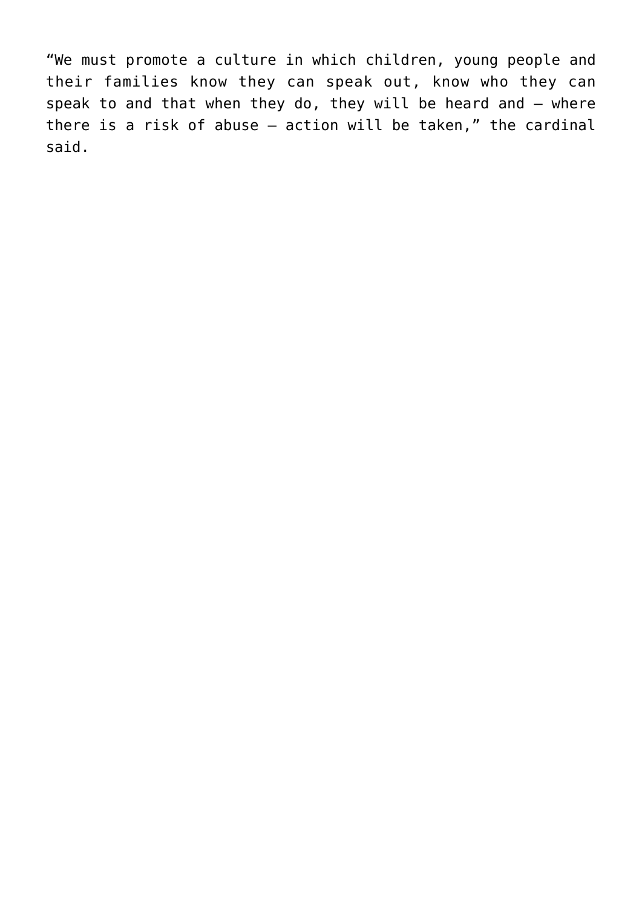“We must promote a culture in which children, young people and their families know they can speak out, know who they can speak to and that when they do, they will be heard and – where there is a risk of abuse – action will be taken,” the cardinal said.